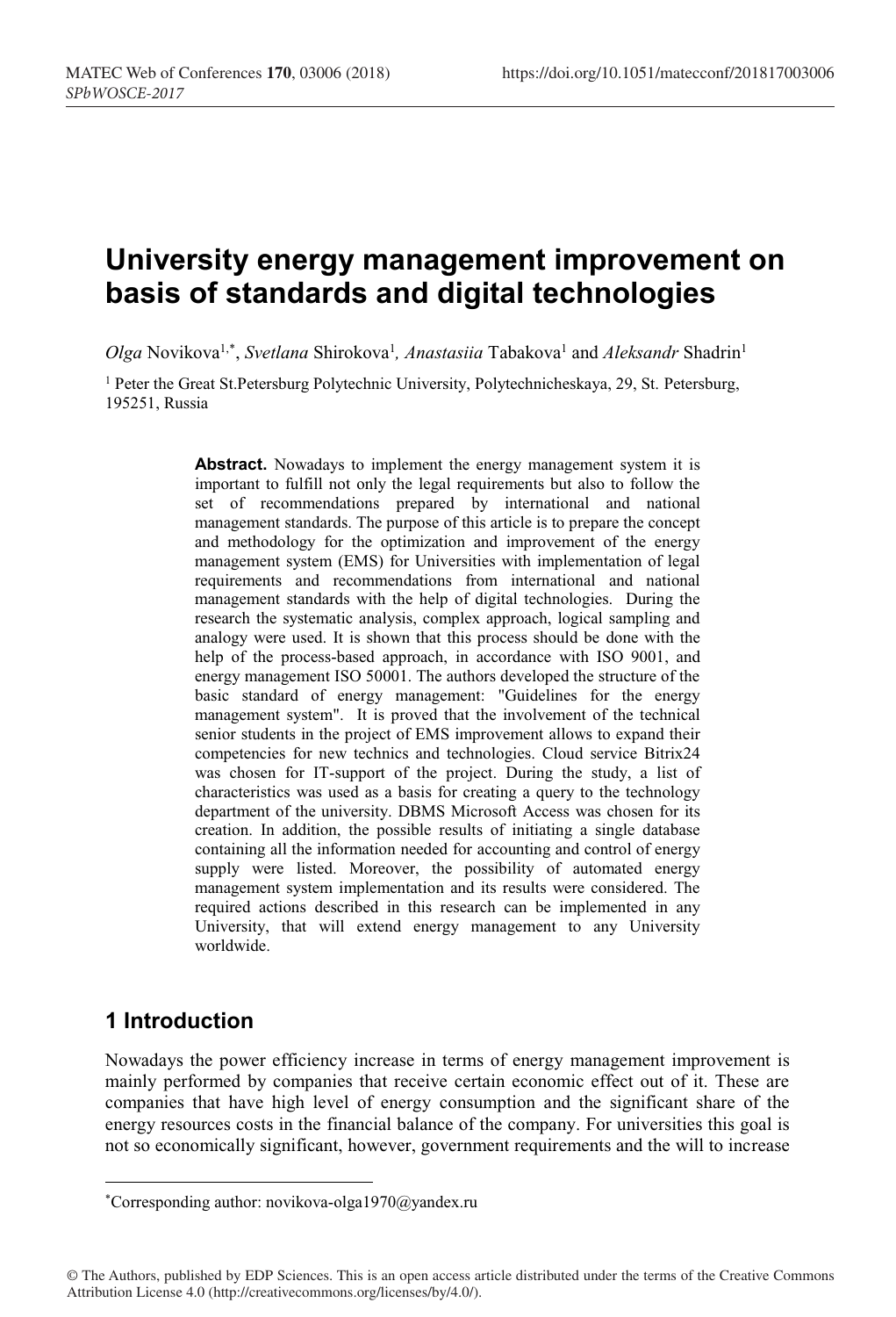# University energy management improvement on basis of standards and digital technologies

*Olga* Novikova[1,*], *Svetlana* Shirokova[1], *Anastasiia* Tabakova[1] and *Aleksandr* Shadrin[1]

[1] Peter the Great St.Petersburg Polytechnic University, Polytechnicheskaya, 29, St. Petersburg, 195251, Russia

**Abstract.** Nowadays to implement the energy management system it is important to fulfill not only the legal requirements but also to follow the set of recommendations prepared by international and national management standards. The purpose of this article is to prepare the concept and methodology for the optimization and improvement of the energy management system (EMS) for Universities with implementation of legal requirements and recommendations from international and national management standards with the help of digital technologies. During the research the systematic analysis, complex approach, logical sampling and analogy were used. It is shown that this process should be done with the help of the process-based approach, in accordance with ISO 9001, and energy management ISO 50001. The authors developed the structure of the basic standard of energy management: "Guidelines for the energy management system". It is proved that the involvement of the technical senior students in the project of EMS improvement allows to expand their competencies for new technics and technologies. Cloud service Bitrix24 was chosen for IT-support of the project. During the study, a list of characteristics was used as a basis for creating a query to the technology department of the university. DBMS Microsoft Access was chosen for its creation. In addition, the possible results of initiating a single database containing all the information needed for accounting and control of energy supply were listed. Moreover, the possibility of automated energy management system implementation and its results were considered. The required actions described in this research can be implemented in any University, that will extend energy management to any University worldwide.

## 1 Introduction

Nowadays the power efficiency increase in terms of energy management improvement is mainly performed by companies that receive certain economic effect out of it. These are companies that have high level of energy consumption and the significant share of the energy resources costs in the financial balance of the company. For universities this goal is not so economically significant, however, government requirements and the will to increase

---

*Corresponding author: novikova-olga1970@yandex.ru

© The Authors, published by EDP Sciences. This is an open access article distributed under the terms of the Creative Commons Attribution License 4.0 (http://creativecommons.org/licenses/by/4.0/).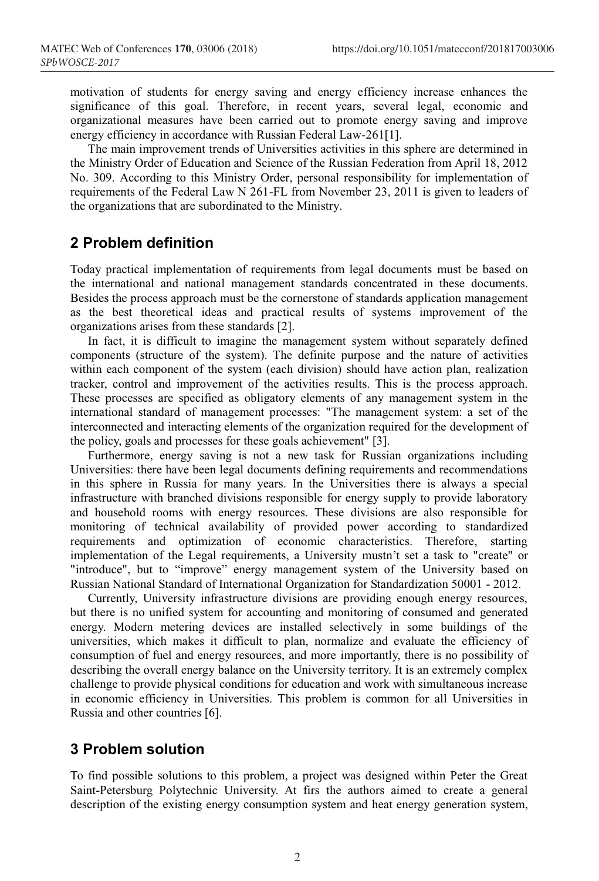motivation of students for energy saving and energy efficiency increase enhances the significance of this goal. Therefore, in recent years, several legal, economic and organizational measures have been carried out to promote energy saving and improve energy efficiency in accordance with Russian Federal Law-261[1].

The main improvement trends of Universities activities in this sphere are determined in the Ministry Order of Education and Science of the Russian Federation from April 18, 2012 No. 309. According to this Ministry Order, personal responsibility for implementation of requirements of the Federal Law N 261-FL from November 23, 2011 is given to leaders of the organizations that are subordinated to the Ministry.

## 2 Problem definition

Today practical implementation of requirements from legal documents must be based on the international and national management standards concentrated in these documents. Besides the process approach must be the cornerstone of standards application management as the best theoretical ideas and practical results of systems improvement of the organizations arises from these standards [2].

In fact, it is difficult to imagine the management system without separately defined components (structure of the system). The definite purpose and the nature of activities within each component of the system (each division) should have action plan, realization tracker, control and improvement of the activities results. This is the process approach. These processes are specified as obligatory elements of any management system in the international standard of management processes: "The management system: a set of the interconnected and interacting elements of the organization required for the development of the policy, goals and processes for these goals achievement" [3].

Furthermore, energy saving is not a new task for Russian organizations including Universities: there have been legal documents defining requirements and recommendations in this sphere in Russia for many years. In the Universities there is always a special infrastructure with branched divisions responsible for energy supply to provide laboratory and household rooms with energy resources. These divisions are also responsible for monitoring of technical availability of provided power according to standardized requirements and optimization of economic characteristics. Therefore, starting implementation of the Legal requirements, a University mustn't set a task to "create" or "introduce", but to "improve" energy management system of the University based on Russian National Standard of International Organization for Standardization 50001 - 2012.

Currently, University infrastructure divisions are providing enough energy resources, but there is no unified system for accounting and monitoring of consumed and generated energy. Modern metering devices are installed selectively in some buildings of the universities, which makes it difficult to plan, normalize and evaluate the efficiency of consumption of fuel and energy resources, and more importantly, there is no possibility of describing the overall energy balance on the University territory. It is an extremely complex challenge to provide physical conditions for education and work with simultaneous increase in economic efficiency in Universities. This problem is common for all Universities in Russia and other countries [6].

## 3 Problem solution

To find possible solutions to this problem, a project was designed within Peter the Great Saint-Petersburg Polytechnic University. At firs the authors aimed to create a general description of the existing energy consumption system and heat energy generation system,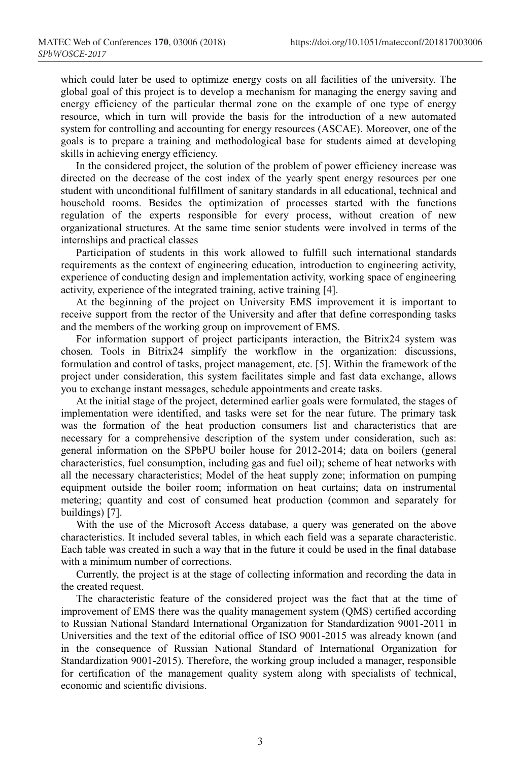which could later be used to optimize energy costs on all facilities of the university. The global goal of this project is to develop a mechanism for managing the energy saving and energy efficiency of the particular thermal zone on the example of one type of energy resource, which in turn will provide the basis for the introduction of a new automated system for controlling and accounting for energy resources (ASCAE). Moreover, one of the goals is to prepare a training and methodological base for students aimed at developing skills in achieving energy efficiency.

In the considered project, the solution of the problem of power efficiency increase was directed on the decrease of the cost index of the yearly spent energy resources per one student with unconditional fulfillment of sanitary standards in all educational, technical and household rooms. Besides the optimization of processes started with the functions regulation of the experts responsible for every process, without creation of new organizational structures. At the same time senior students were involved in terms of the internships and practical classes

Participation of students in this work allowed to fulfill such international standards requirements as the context of engineering education, introduction to engineering activity, experience of conducting design and implementation activity, working space of engineering activity, experience of the integrated training, active training [4].

At the beginning of the project on University EMS improvement it is important to receive support from the rector of the University and after that define corresponding tasks and the members of the working group on improvement of EMS.

For information support of project participants interaction, the Bitrix24 system was chosen. Tools in Bitrix24 simplify the workflow in the organization: discussions, formulation and control of tasks, project management, etc. [5]. Within the framework of the project under consideration, this system facilitates simple and fast data exchange, allows you to exchange instant messages, schedule appointments and create tasks.

At the initial stage of the project, determined earlier goals were formulated, the stages of implementation were identified, and tasks were set for the near future. The primary task was the formation of the heat production consumers list and characteristics that are necessary for a comprehensive description of the system under consideration, such as: general information on the SPbPU boiler house for 2012-2014; data on boilers (general characteristics, fuel consumption, including gas and fuel oil); scheme of heat networks with all the necessary characteristics; Model of the heat supply zone; information on pumping equipment outside the boiler room; information on heat curtains; data on instrumental metering; quantity and cost of consumed heat production (common and separately for buildings) [7].

With the use of the Microsoft Access database, a query was generated on the above characteristics. It included several tables, in which each field was a separate characteristic. Each table was created in such a way that in the future it could be used in the final database with a minimum number of corrections.

Currently, the project is at the stage of collecting information and recording the data in the created request.

The characteristic feature of the considered project was the fact that at the time of improvement of EMS there was the quality management system (QMS) certified according to Russian National Standard International Organization for Standardization 9001-2011 in Universities and the text of the editorial office of ISO 9001-2015 was already known (and in the consequence of Russian National Standard of International Organization for Standardization 9001-2015). Therefore, the working group included a manager, responsible for certification of the management quality system along with specialists of technical, economic and scientific divisions.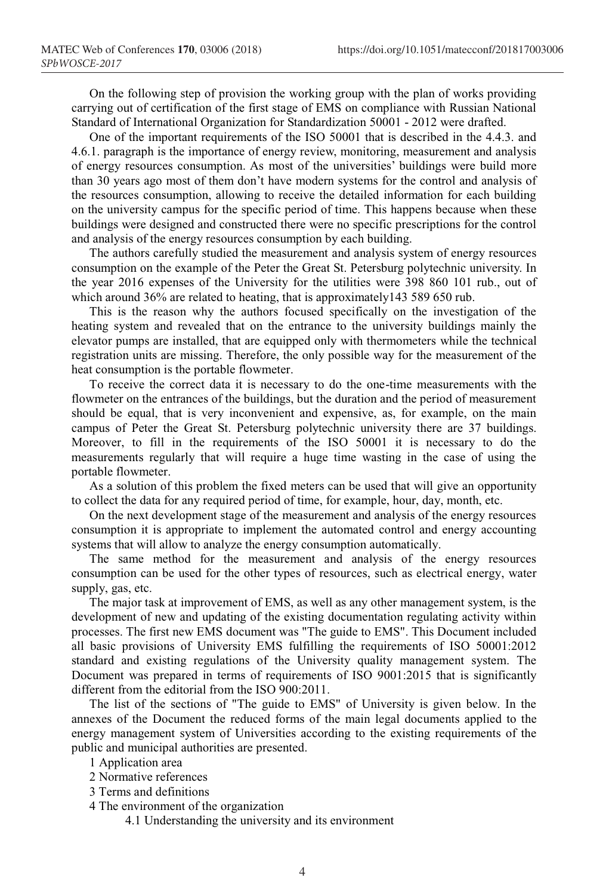On the following step of provision the working group with the plan of works providing carrying out of certification of the first stage of EMS on compliance with Russian National Standard of International Organization for Standardization 50001 - 2012 were drafted.

One of the important requirements of the ISO 50001 that is described in the 4.4.3. and 4.6.1. paragraph is the importance of energy review, monitoring, measurement and analysis of energy resources consumption. As most of the universities' buildings were build more than 30 years ago most of them don't have modern systems for the control and analysis of the resources consumption, allowing to receive the detailed information for each building on the university campus for the specific period of time. This happens because when these buildings were designed and constructed there were no specific prescriptions for the control and analysis of the energy resources consumption by each building.

The authors carefully studied the measurement and analysis system of energy resources consumption on the example of the Peter the Great St. Petersburg polytechnic university. In the year 2016 expenses of the University for the utilities were 398 860 101 rub., out of which around 36% are related to heating, that is approximately143 589 650 rub.

This is the reason why the authors focused specifically on the investigation of the heating system and revealed that on the entrance to the university buildings mainly the elevator pumps are installed, that are equipped only with thermometers while the technical registration units are missing. Therefore, the only possible way for the measurement of the heat consumption is the portable flowmeter.

To receive the correct data it is necessary to do the one-time measurements with the flowmeter on the entrances of the buildings, but the duration and the period of measurement should be equal, that is very inconvenient and expensive, as, for example, on the main campus of Peter the Great St. Petersburg polytechnic university there are 37 buildings. Moreover, to fill in the requirements of the ISO 50001 it is necessary to do the measurements regularly that will require a huge time wasting in the case of using the portable flowmeter.

As a solution of this problem the fixed meters can be used that will give an opportunity to collect the data for any required period of time, for example, hour, day, month, etc.

On the next development stage of the measurement and analysis of the energy resources consumption it is appropriate to implement the automated control and energy accounting systems that will allow to analyze the energy consumption automatically.

The same method for the measurement and analysis of the energy resources consumption can be used for the other types of resources, such as electrical energy, water supply, gas, etc.

The major task at improvement of EMS, as well as any other management system, is the development of new and updating of the existing documentation regulating activity within processes. The first new EMS document was "The guide to EMS". This Document included all basic provisions of University EMS fulfilling the requirements of ISO 50001:2012 standard and existing regulations of the University quality management system. The Document was prepared in terms of requirements of ISO 9001:2015 that is significantly different from the editorial from the ISO 900:2011.

The list of the sections of "The guide to EMS" of University is given below. In the annexes of the Document the reduced forms of the main legal documents applied to the energy management system of Universities according to the existing requirements of the public and municipal authorities are presented.

1 Application area

2 Normative references

3 Terms and definitions

4 The environment of the organization

  4.1 Understanding the university and its environment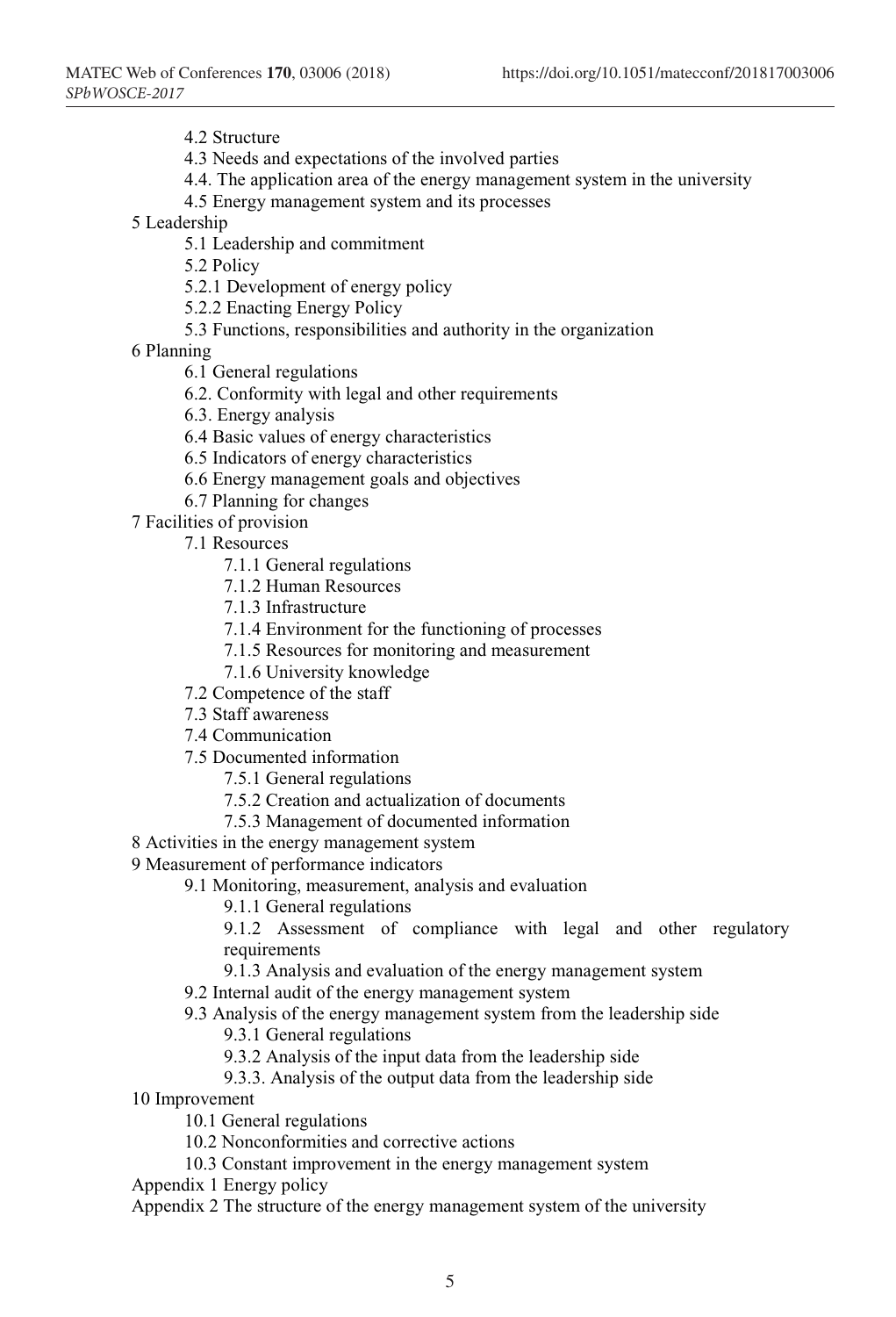- 4.2 Structure
- 4.3 Needs and expectations of the involved parties
- 4.4. The application area of the energy management system in the university
- 4.5 Energy management system and its processes

5 Leadership
- 5.1 Leadership and commitment
- 5.2 Policy
- 5.2.1 Development of energy policy
- 5.2.2 Enacting Energy Policy
- 5.3 Functions, responsibilities and authority in the organization

6 Planning
- 6.1 General regulations
- 6.2. Conformity with legal and other requirements
- 6.3. Energy analysis
- 6.4 Basic values of energy characteristics
- 6.5 Indicators of energy characteristics
- 6.6 Energy management goals and objectives
- 6.7 Planning for changes

7 Facilities of provision
- 7.1 Resources
  - 7.1.1 General regulations
  - 7.1.2 Human Resources
  - 7.1.3 Infrastructure
  - 7.1.4 Environment for the functioning of processes
  - 7.1.5 Resources for monitoring and measurement
  - 7.1.6 University knowledge
- 7.2 Competence of the staff
- 7.3 Staff awareness
- 7.4 Communication
- 7.5 Documented information
  - 7.5.1 General regulations
  - 7.5.2 Creation and actualization of documents
  - 7.5.3 Management of documented information

8 Activities in the energy management system

9 Measurement of performance indicators
- 9.1 Monitoring, measurement, analysis and evaluation
  - 9.1.1 General regulations
  - 9.1.2 Assessment of compliance with legal and other regulatory requirements
  - 9.1.3 Analysis and evaluation of the energy management system
- 9.2 Internal audit of the energy management system
- 9.3 Analysis of the energy management system from the leadership side
  - 9.3.1 General regulations
  - 9.3.2 Analysis of the input data from the leadership side
  - 9.3.3. Analysis of the output data from the leadership side

10 Improvement
- 10.1 General regulations
- 10.2 Nonconformities and corrective actions
- 10.3 Constant improvement in the energy management system

Appendix 1 Energy policy

Appendix 2 The structure of the energy management system of the university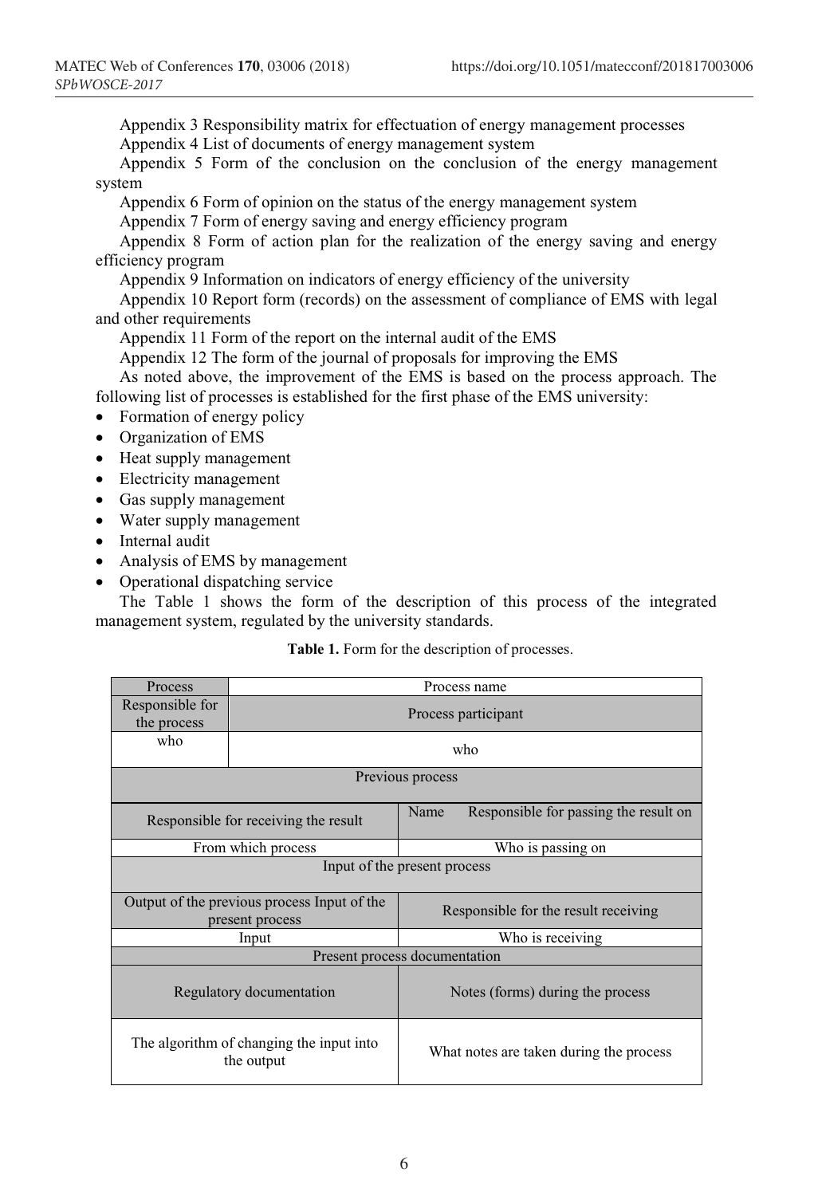Appendix 3 Responsibility matrix for effectuation of energy management processes

Appendix 4 List of documents of energy management system

Appendix 5 Form of the conclusion on the conclusion of the energy management system

Appendix 6 Form of opinion on the status of the energy management system

Appendix 7 Form of energy saving and energy efficiency program

Appendix 8 Form of action plan for the realization of the energy saving and energy efficiency program

Appendix 9 Information on indicators of energy efficiency of the university

Appendix 10 Report form (records) on the assessment of compliance of EMS with legal and other requirements

Appendix 11 Form of the report on the internal audit of the EMS

Appendix 12 The form of the journal of proposals for improving the EMS

As noted above, the improvement of the EMS is based on the process approach. The following list of processes is established for the first phase of the EMS university:

- Formation of energy policy
- Organization of EMS
- Heat supply management
- Electricity management
- Gas supply management
- Water supply management
- Internal audit
- Analysis of EMS by management
- Operational dispatching service

The Table 1 shows the form of the description of this process of the integrated management system, regulated by the university standards.

**Table 1.** Form for the description of processes.

| Process | Process name | |
|---|---|---|
| Responsible for the process | Process participant | |
| who | who | |
| Previous process | | |
| Responsible for receiving the result | Name | Responsible for passing the result on |
| From which process | Who is passing on | |
| Input of the present process | | |
| Output of the previous process Input of the present process | Responsible for the result receiving | |
| Input | Who is receiving | |
| Present process documentation | | |
| Regulatory documentation | Notes (forms) during the process | |
| The algorithm of changing the input into the output | What notes are taken during the process | |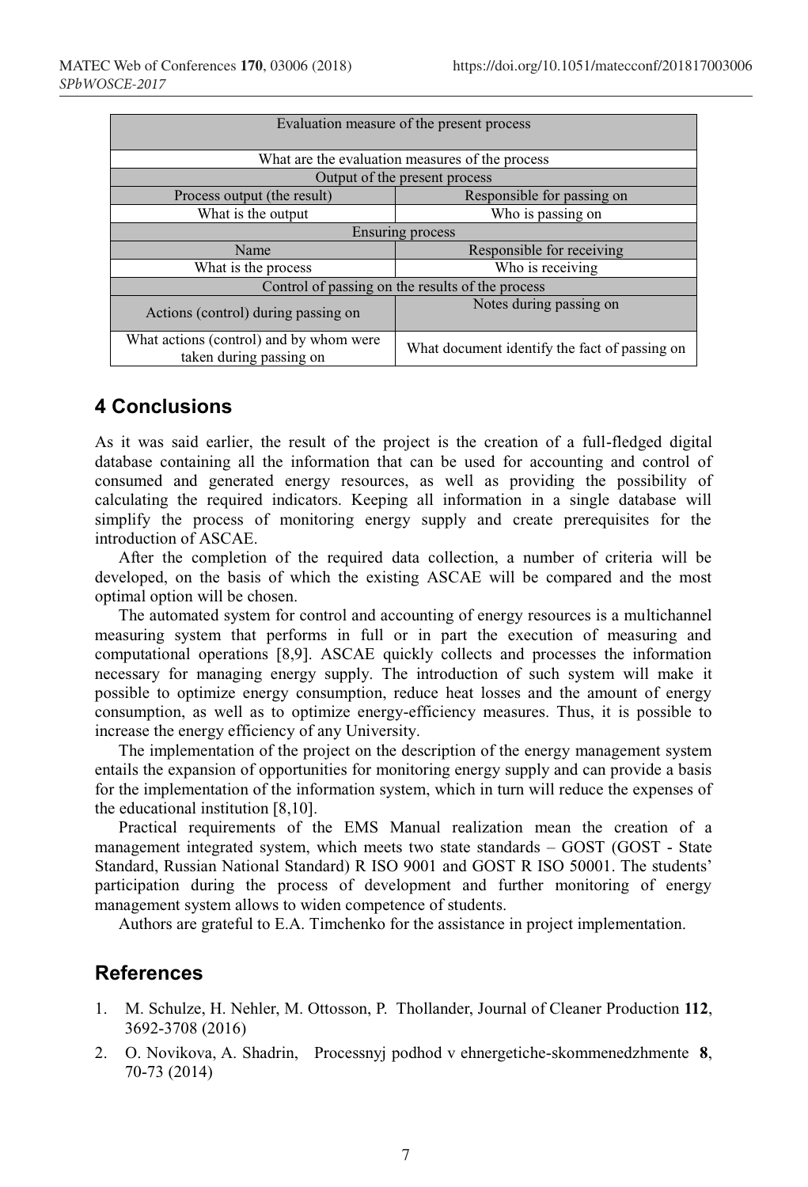| Evaluation measure of the present process | |
|---|---|
| What are the evaluation measures of the process | |
| Output of the present process | |
| Process output (the result) | Responsible for passing on |
| What is the output | Who is passing on |
| Ensuring process | |
| Name | Responsible for receiving |
| What is the process | Who is receiving |
| Control of passing on the results of the process | |
| Actions (control) during passing on | Notes during passing on |
| What actions (control) and by whom were taken during passing on | What document identify the fact of passing on |

## 4 Conclusions

As it was said earlier, the result of the project is the creation of a full-fledged digital database containing all the information that can be used for accounting and control of consumed and generated energy resources, as well as providing the possibility of calculating the required indicators. Keeping all information in a single database will simplify the process of monitoring energy supply and create prerequisites for the introduction of ASCAE.

After the completion of the required data collection, a number of criteria will be developed, on the basis of which the existing ASCAE will be compared and the most optimal option will be chosen.

The automated system for control and accounting of energy resources is a multichannel measuring system that performs in full or in part the execution of measuring and computational operations [8,9]. ASCAE quickly collects and processes the information necessary for managing energy supply. The introduction of such system will make it possible to optimize energy consumption, reduce heat losses and the amount of energy consumption, as well as to optimize energy-efficiency measures. Thus, it is possible to increase the energy efficiency of any University.

The implementation of the project on the description of the energy management system entails the expansion of opportunities for monitoring energy supply and can provide a basis for the implementation of the information system, which in turn will reduce the expenses of the educational institution [8,10].

Practical requirements of the EMS Manual realization mean the creation of a management integrated system, which meets two state standards – GOST (GOST - State Standard, Russian National Standard) R ISO 9001 and GOST R ISO 50001. The students' participation during the process of development and further monitoring of energy management system allows to widen competence of students.

Authors are grateful to E.A. Timchenko for the assistance in project implementation.

## References

1. M. Schulze, H. Nehler, M. Ottosson, P. Thollander, Journal of Cleaner Production **112**, 3692-3708 (2016)
2. O. Novikova, A. Shadrin, Processnyj podhod v ehnergetiche-skommenedzhmente **8**, 70-73 (2014)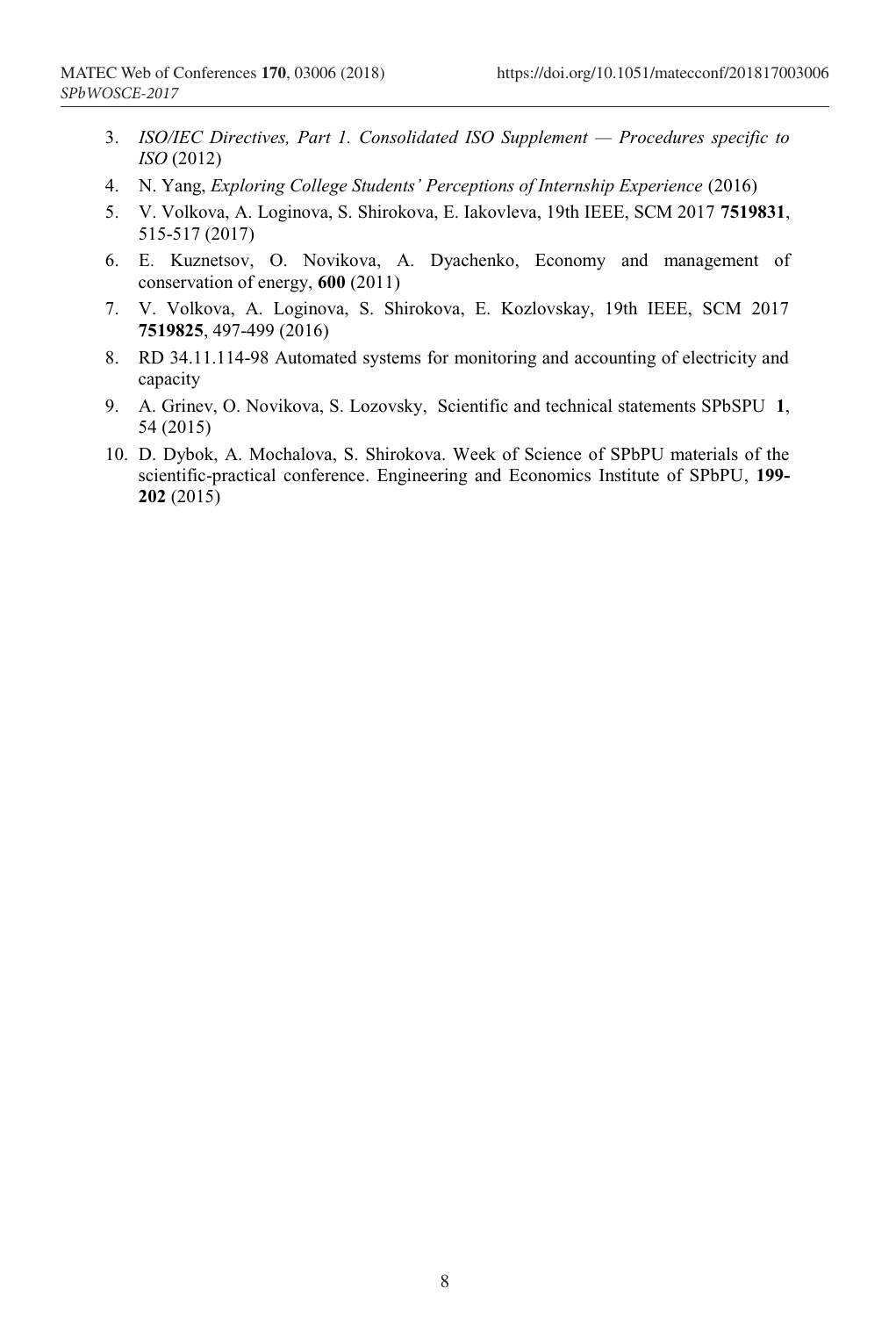3. *ISO/IEC Directives, Part 1. Consolidated ISO Supplement — Procedures specific to ISO* (2012)
4. N. Yang, *Exploring College Students' Perceptions of Internship Experience* (2016)
5. V. Volkova, A. Loginova, S. Shirokova, E. Iakovleva, 19th IEEE, SCM 2017 **7519831**, 515-517 (2017)
6. E. Kuznetsov, O. Novikova, A. Dyachenko, Economy and management of conservation of energy, **600** (2011)
7. V. Volkova, A. Loginova, S. Shirokova, E. Kozlovskay, 19th IEEE, SCM 2017 **7519825**, 497-499 (2016)
8. RD 34.11.114-98 Automated systems for monitoring and accounting of electricity and capacity
9. A. Grinev, O. Novikova, S. Lozovsky, Scientific and technical statements SPbSPU **1**, 54 (2015)
10. D. Dybok, A. Mochalova, S. Shirokova. Week of Science of SPbPU materials of the scientific-practical conference. Engineering and Economics Institute of SPbPU, **199-202** (2015)